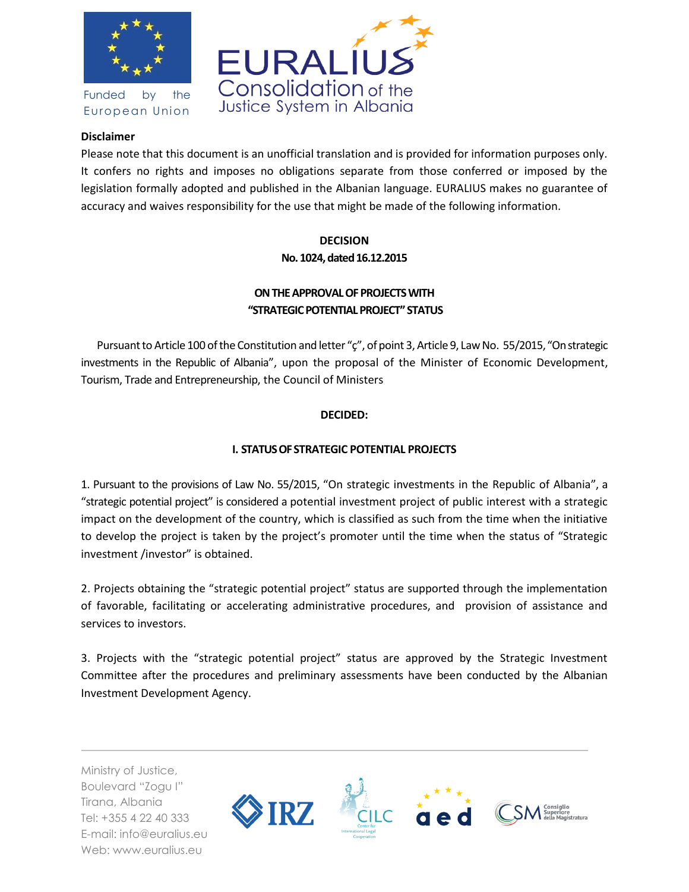Funded by the European Union

EURALIUS
Consolidation of the Justice System in Albania

**Disclaimer**

Please note that this document is an unofficial translation and is provided for information purposes only. It confers no rights and imposes no obligations separate from those conferred or imposed by the legislation formally adopted and published in the Albanian language. EURALIUS makes no guarantee of accuracy and waives responsibility for the use that might be made of the following information.

# DECISION
## No. 1024, dated 16.12.2015

## ON THE APPROVAL OF PROJECTS WITH "STRATEGIC POTENTIAL PROJECT" STATUS

Pursuant to Article 100 of the Constitution and letter "ç", of point 3, Article 9, Law No. 55/2015, "On strategic investments in the Republic of Albania", upon the proposal of the Minister of Economic Development, Tourism, Trade and Entrepreneurship, the Council of Ministers

**DECIDED:**

## I. STATUS OF STRATEGIC POTENTIAL PROJECTS

1. Pursuant to the provisions of Law No. 55/2015, "On strategic investments in the Republic of Albania", a "strategic potential project" is considered a potential investment project of public interest with a strategic impact on the development of the country, which is classified as such from the time when the initiative to develop the project is taken by the project's promoter until the time when the status of "Strategic investment /investor" is obtained.

2. Projects obtaining the "strategic potential project" status are supported through the implementation of favorable, facilitating or accelerating administrative procedures, and provision of assistance and services to investors.

3. Projects with the "strategic potential project" status are approved by the Strategic Investment Committee after the procedures and preliminary assessments have been conducted by the Albanian Investment Development Agency.

Ministry of Justice,
Boulevard "Zogu I"
Tirana, Albania
Tel: +355 4 22 40 333
E-mail: info@euralius.eu
Web: www.euralius.eu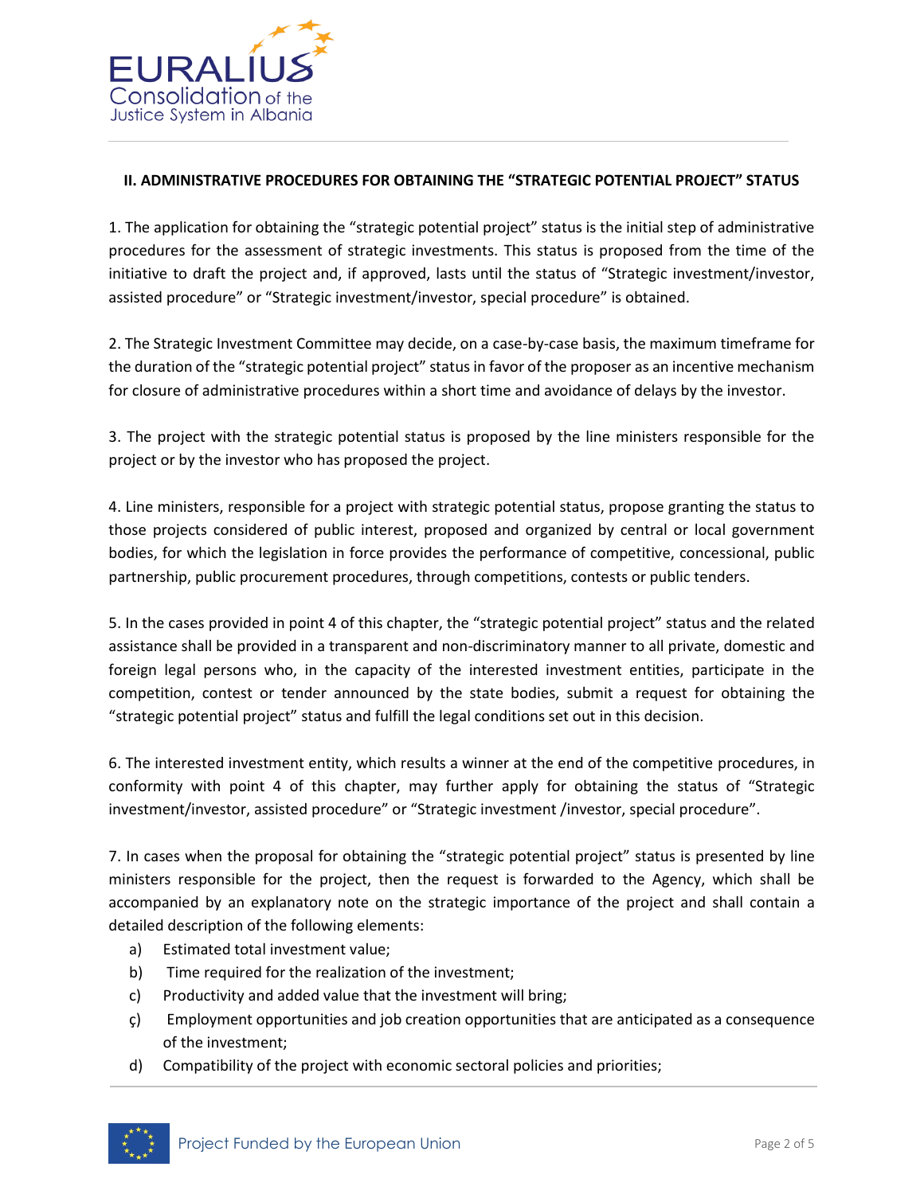## II. ADMINISTRATIVE PROCEDURES FOR OBTAINING THE "STRATEGIC POTENTIAL PROJECT" STATUS

1. The application for obtaining the "strategic potential project" status is the initial step of administrative procedures for the assessment of strategic investments. This status is proposed from the time of the initiative to draft the project and, if approved, lasts until the status of "Strategic investment/investor, assisted procedure" or "Strategic investment/investor, special procedure" is obtained.

2. The Strategic Investment Committee may decide, on a case-by-case basis, the maximum timeframe for the duration of the "strategic potential project" status in favor of the proposer as an incentive mechanism for closure of administrative procedures within a short time and avoidance of delays by the investor.

3. The project with the strategic potential status is proposed by the line ministers responsible for the project or by the investor who has proposed the project.

4. Line ministers, responsible for a project with strategic potential status, propose granting the status to those projects considered of public interest, proposed and organized by central or local government bodies, for which the legislation in force provides the performance of competitive, concessional, public partnership, public procurement procedures, through competitions, contests or public tenders.

5. In the cases provided in point 4 of this chapter, the "strategic potential project" status and the related assistance shall be provided in a transparent and non-discriminatory manner to all private, domestic and foreign legal persons who, in the capacity of the interested investment entities, participate in the competition, contest or tender announced by the state bodies, submit a request for obtaining the "strategic potential project" status and fulfill the legal conditions set out in this decision.

6. The interested investment entity, which results a winner at the end of the competitive procedures, in conformity with point 4 of this chapter, may further apply for obtaining the status of "Strategic investment/investor, assisted procedure" or "Strategic investment /investor, special procedure".

7. In cases when the proposal for obtaining the "strategic potential project" status is presented by line ministers responsible for the project, then the request is forwarded to the Agency, which shall be accompanied by an explanatory note on the strategic importance of the project and shall contain a detailed description of the following elements:

a) Estimated total investment value;
b) Time required for the realization of the investment;
c) Productivity and added value that the investment will bring;
ç) Employment opportunities and job creation opportunities that are anticipated as a consequence of the investment;
d) Compatibility of the project with economic sectoral policies and priorities;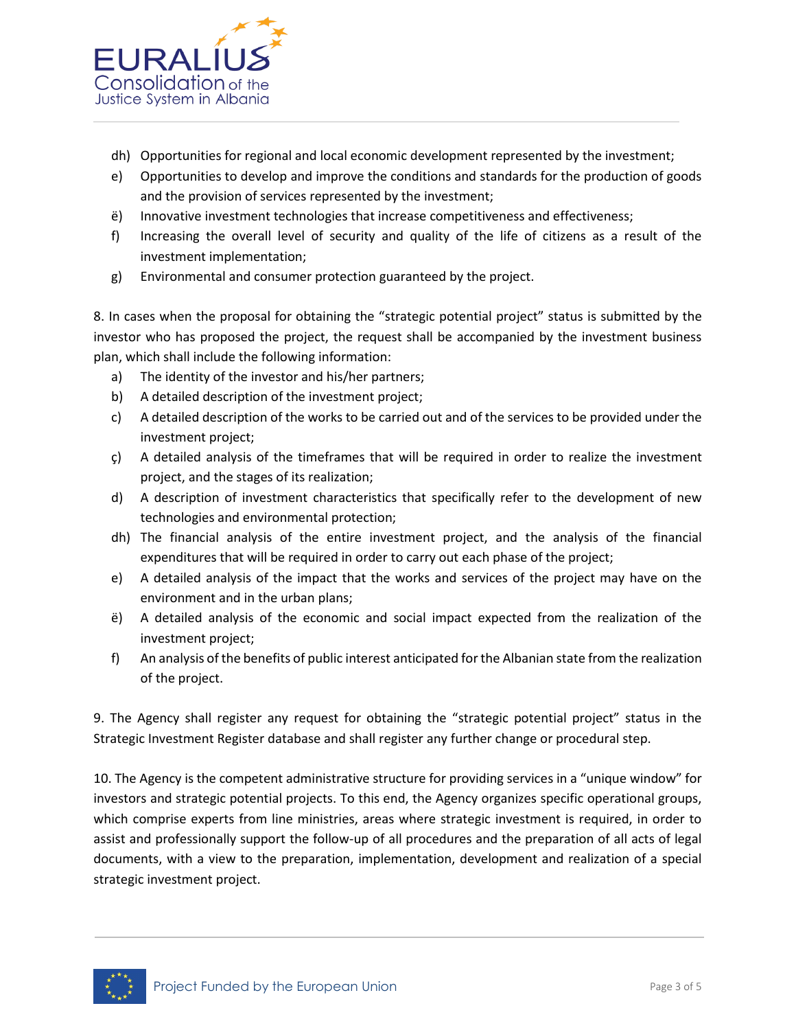dh) Opportunities for regional and local economic development represented by the investment;

e) Opportunities to develop and improve the conditions and standards for the production of goods and the provision of services represented by the investment;

ë) Innovative investment technologies that increase competitiveness and effectiveness;

f) Increasing the overall level of security and quality of the life of citizens as a result of the investment implementation;

g) Environmental and consumer protection guaranteed by the project.

8. In cases when the proposal for obtaining the "strategic potential project" status is submitted by the investor who has proposed the project, the request shall be accompanied by the investment business plan, which shall include the following information:

a) The identity of the investor and his/her partners;

b) A detailed description of the investment project;

c) A detailed description of the works to be carried out and of the services to be provided under the investment project;

ç) A detailed analysis of the timeframes that will be required in order to realize the investment project, and the stages of its realization;

d) A description of investment characteristics that specifically refer to the development of new technologies and environmental protection;

dh) The financial analysis of the entire investment project, and the analysis of the financial expenditures that will be required in order to carry out each phase of the project;

e) A detailed analysis of the impact that the works and services of the project may have on the environment and in the urban plans;

ë) A detailed analysis of the economic and social impact expected from the realization of the investment project;

f) An analysis of the benefits of public interest anticipated for the Albanian state from the realization of the project.

9. The Agency shall register any request for obtaining the "strategic potential project" status in the Strategic Investment Register database and shall register any further change or procedural step.

10. The Agency is the competent administrative structure for providing services in a "unique window" for investors and strategic potential projects. To this end, the Agency organizes specific operational groups, which comprise experts from line ministries, areas where strategic investment is required, in order to assist and professionally support the follow-up of all procedures and the preparation of all acts of legal documents, with a view to the preparation, implementation, development and realization of a special strategic investment project.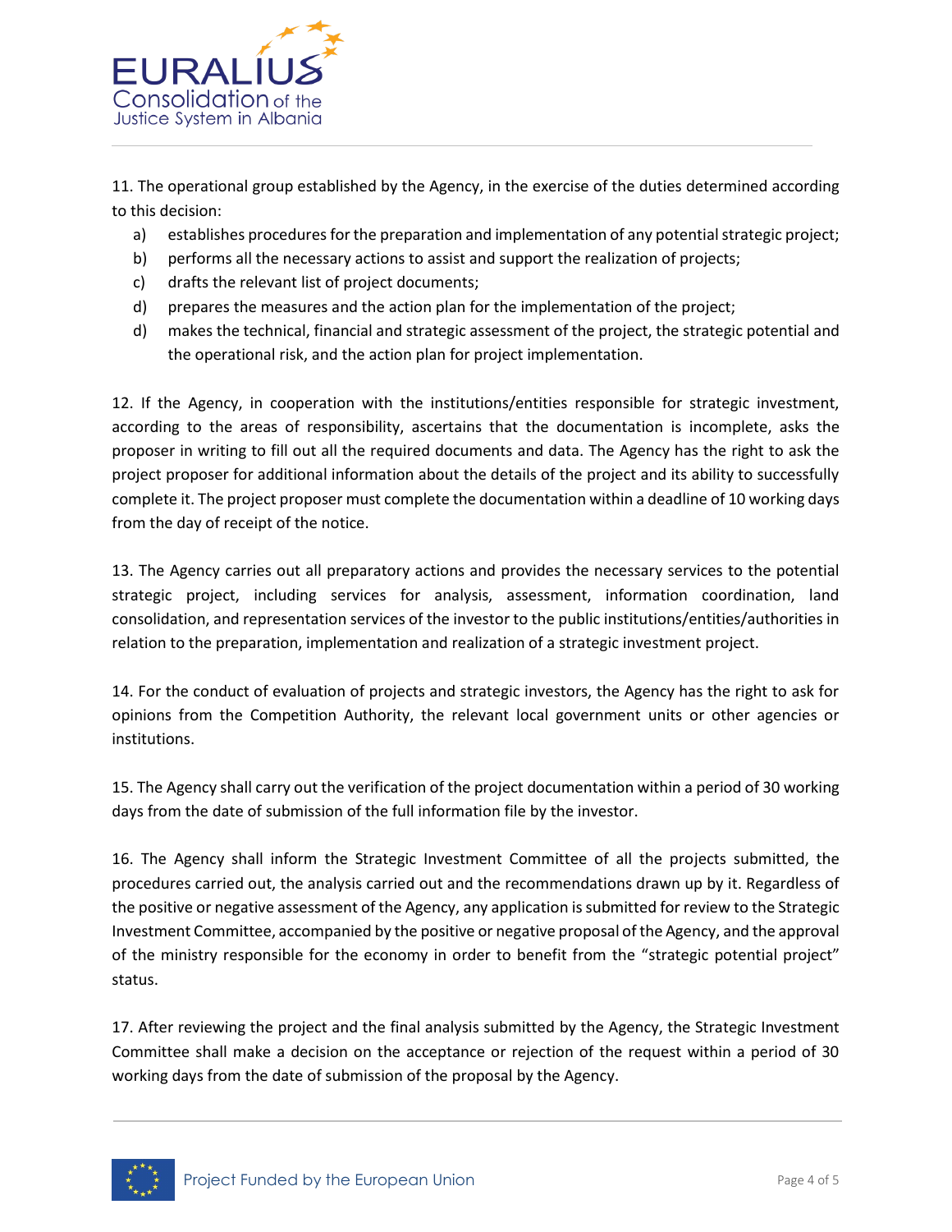11. The operational group established by the Agency, in the exercise of the duties determined according to this decision:

a) establishes procedures for the preparation and implementation of any potential strategic project;
b) performs all the necessary actions to assist and support the realization of projects;
c) drafts the relevant list of project documents;
d) prepares the measures and the action plan for the implementation of the project;
d) makes the technical, financial and strategic assessment of the project, the strategic potential and the operational risk, and the action plan for project implementation.

12. If the Agency, in cooperation with the institutions/entities responsible for strategic investment, according to the areas of responsibility, ascertains that the documentation is incomplete, asks the proposer in writing to fill out all the required documents and data. The Agency has the right to ask the project proposer for additional information about the details of the project and its ability to successfully complete it. The project proposer must complete the documentation within a deadline of 10 working days from the day of receipt of the notice.

13. The Agency carries out all preparatory actions and provides the necessary services to the potential strategic project, including services for analysis, assessment, information coordination, land consolidation, and representation services of the investor to the public institutions/entities/authorities in relation to the preparation, implementation and realization of a strategic investment project.

14. For the conduct of evaluation of projects and strategic investors, the Agency has the right to ask for opinions from the Competition Authority, the relevant local government units or other agencies or institutions.

15. The Agency shall carry out the verification of the project documentation within a period of 30 working days from the date of submission of the full information file by the investor.

16. The Agency shall inform the Strategic Investment Committee of all the projects submitted, the procedures carried out, the analysis carried out and the recommendations drawn up by it. Regardless of the positive or negative assessment of the Agency, any application is submitted for review to the Strategic Investment Committee, accompanied by the positive or negative proposal of the Agency, and the approval of the ministry responsible for the economy in order to benefit from the "strategic potential project" status.

17. After reviewing the project and the final analysis submitted by the Agency, the Strategic Investment Committee shall make a decision on the acceptance or rejection of the request within a period of 30 working days from the date of submission of the proposal by the Agency.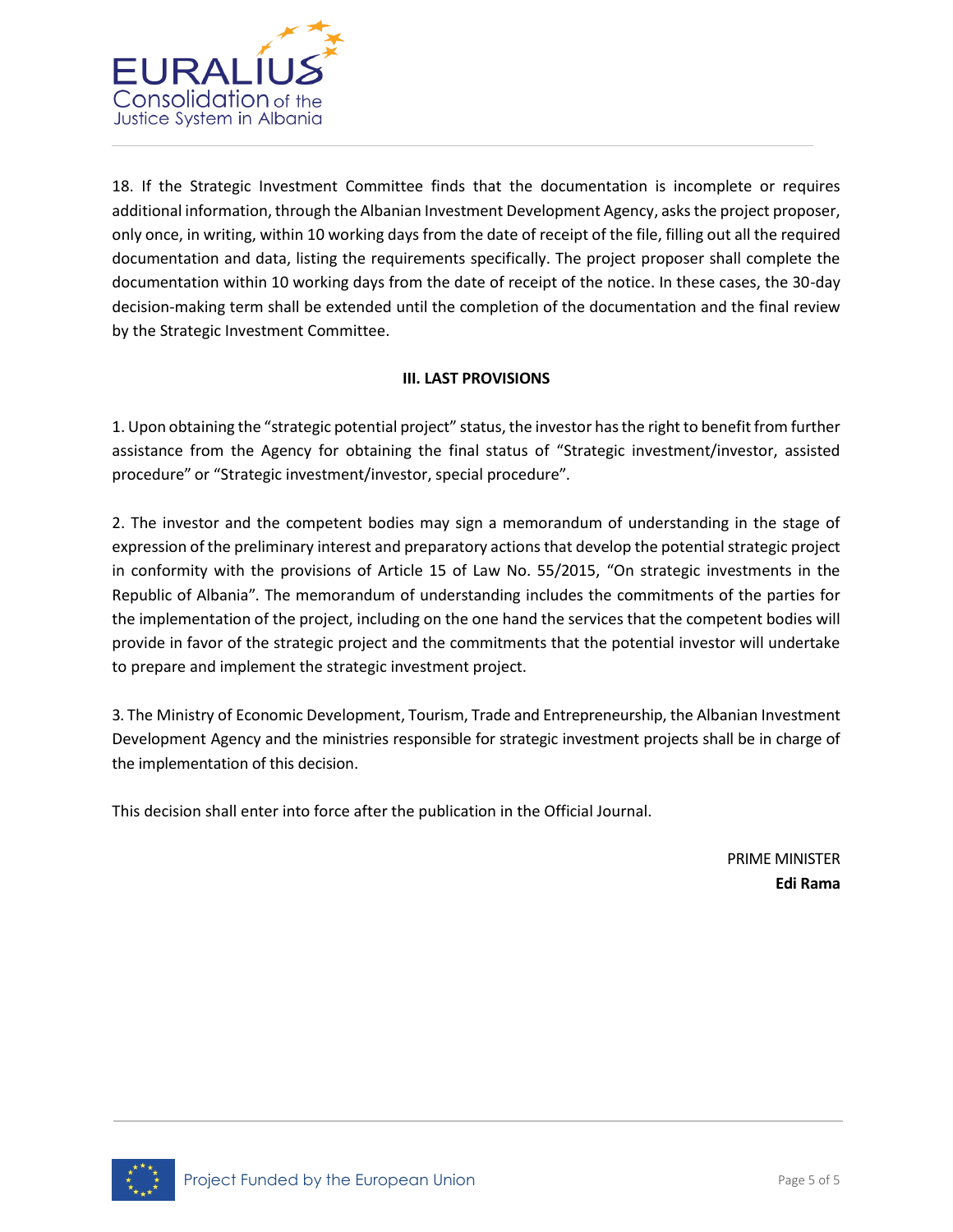18. If the Strategic Investment Committee finds that the documentation is incomplete or requires additional information, through the Albanian Investment Development Agency, asks the project proposer, only once, in writing, within 10 working days from the date of receipt of the file, filling out all the required documentation and data, listing the requirements specifically. The project proposer shall complete the documentation within 10 working days from the date of receipt of the notice. In these cases, the 30-day decision-making term shall be extended until the completion of the documentation and the final review by the Strategic Investment Committee.

## III. LAST PROVISIONS

1. Upon obtaining the "strategic potential project" status, the investor has the right to benefit from further assistance from the Agency for obtaining the final status of "Strategic investment/investor, assisted procedure" or "Strategic investment/investor, special procedure".

2. The investor and the competent bodies may sign a memorandum of understanding in the stage of expression of the preliminary interest and preparatory actions that develop the potential strategic project in conformity with the provisions of Article 15 of Law No. 55/2015, "On strategic investments in the Republic of Albania". The memorandum of understanding includes the commitments of the parties for the implementation of the project, including on the one hand the services that the competent bodies will provide in favor of the strategic project and the commitments that the potential investor will undertake to prepare and implement the strategic investment project.

3. The Ministry of Economic Development, Tourism, Trade and Entrepreneurship, the Albanian Investment Development Agency and the ministries responsible for strategic investment projects shall be in charge of the implementation of this decision.

This decision shall enter into force after the publication in the Official Journal.

PRIME MINISTER
**Edi Rama**